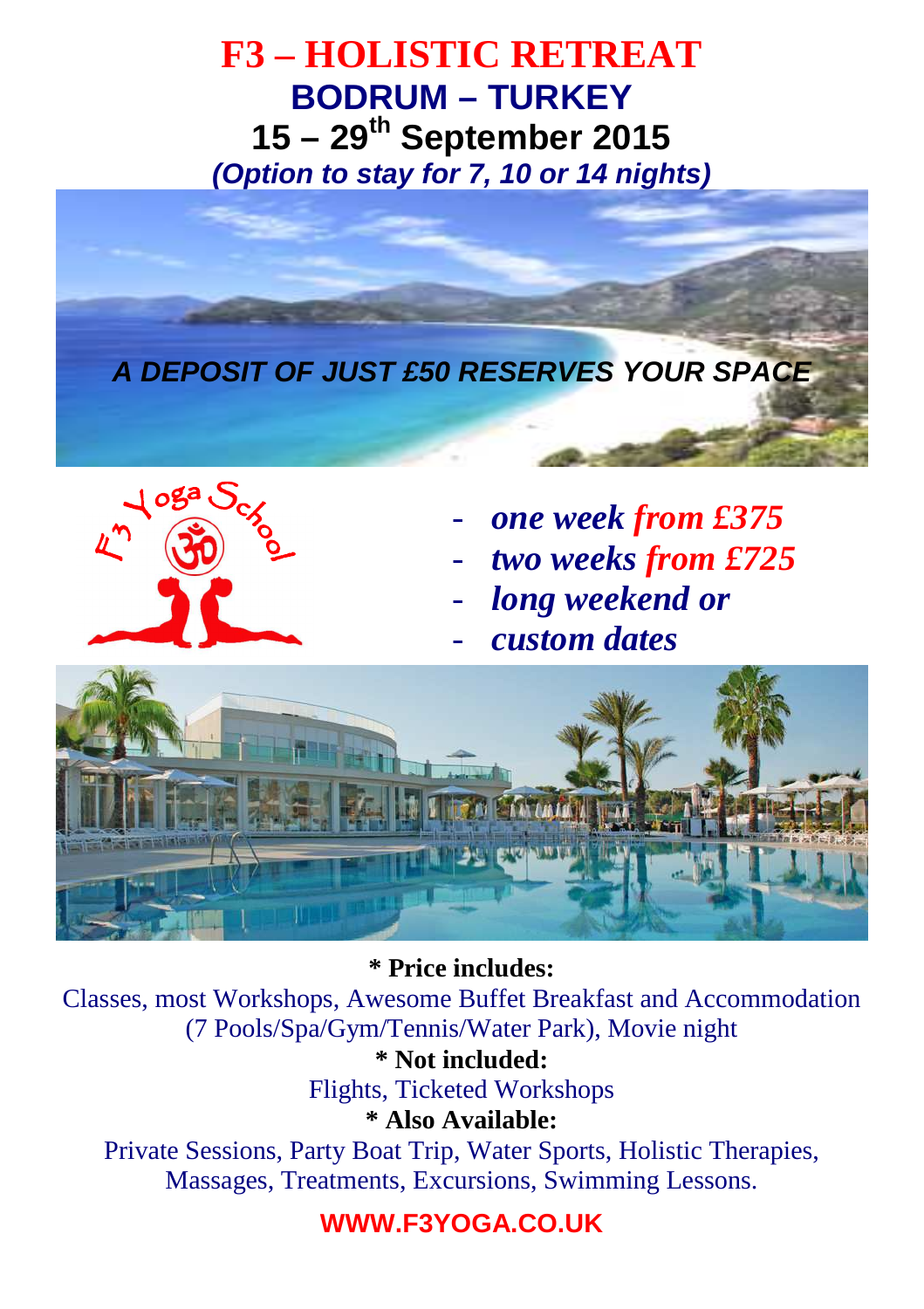# F3 – HOLISTIC RETREAT

## BODRUM – TURKEY

## 15 – 29th September 2015

***(Option to stay for 7, 10 or 14 nights)***

***A DEPOSIT OF JUST £50 RESERVES YOUR SPACE***

F3 Yoga School

- ***one week from £375***
- ***two weeks from £725***
- ***long weekend or***
- ***custom dates***

**\* Price includes:**

Classes, most Workshops, Awesome Buffet Breakfast and Accommodation (7 Pools/Spa/Gym/Tennis/Water Park), Movie night

**\* Not included:**

Flights, Ticketed Workshops

**\* Also Available:**

Private Sessions, Party Boat Trip, Water Sports, Holistic Therapies, Massages, Treatments, Excursions, Swimming Lessons.

**WWW.F3YOGA.CO.UK**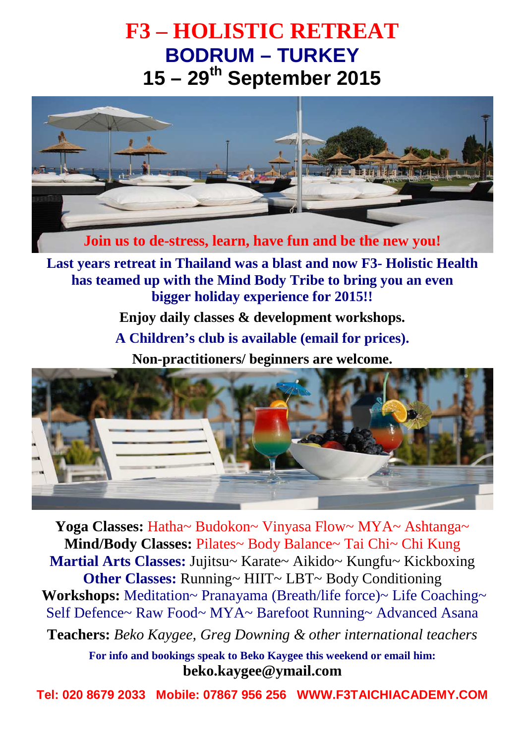# F3 – HOLISTIC RETREAT

## BODRUM – TURKEY

## 15 – 29th September 2015

**Join us to de-stress, learn, have fun and be the new you!**

**Last years retreat in Thailand was a blast and now F3- Holistic Health has teamed up with the Mind Body Tribe to bring you an even bigger holiday experience for 2015!!**

**Enjoy daily classes & development workshops.**

**A Children's club is available (email for prices).**

**Non-practitioners/ beginners are welcome.**

**Yoga Classes:** Hatha~ Budokon~ Vinyasa Flow~ MYA~ Ashtanga~
**Mind/Body Classes:** Pilates~ Body Balance~ Tai Chi~ Chi Kung
**Martial Arts Classes:** Jujitsu~ Karate~ Aikido~ Kungfu~ Kickboxing
**Other Classes:** Running~ HIIT~ LBT~ Body Conditioning
**Workshops:** Meditation~ Pranayama (Breath/life force)~ Life Coaching~ Self Defence~ Raw Food~ MYA~ Barefoot Running~ Advanced Asana

**Teachers:** *Beko Kaygee, Greg Downing & other international teachers*

**For info and bookings speak to Beko Kaygee this weekend or email him:**
**beko.kaygee@ymail.com**

**Tel: 020 8679 2033 Mobile: 07867 956 256 WWW.F3TAICHIACADEMY.COM**